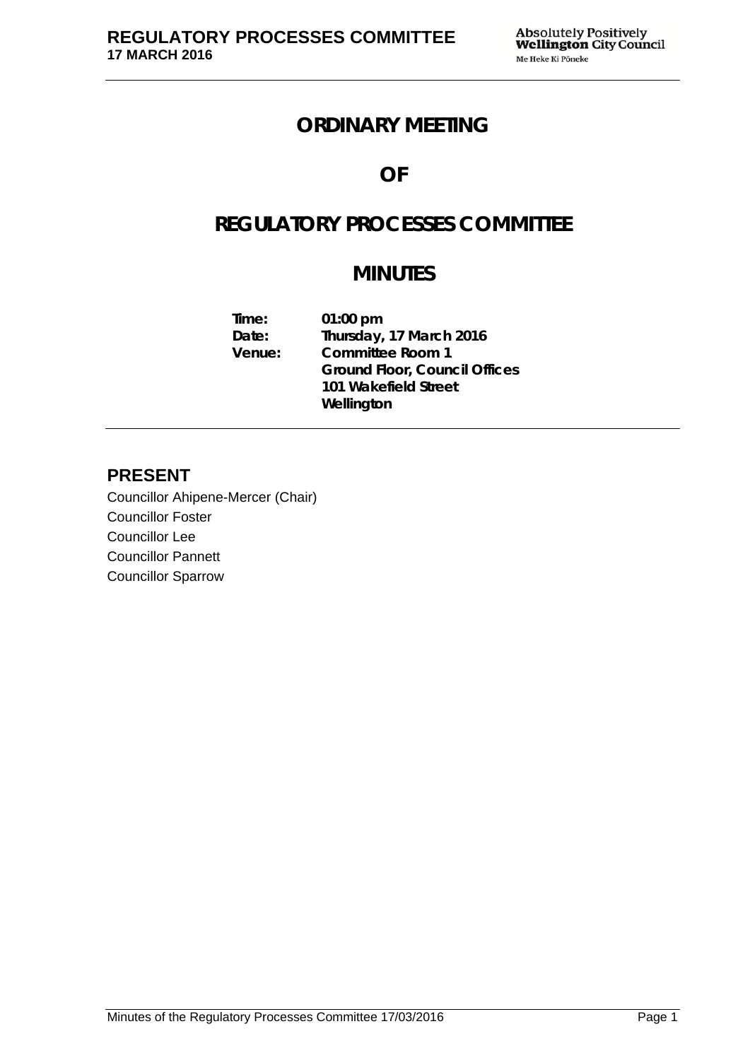# ORDINARY MEETING

# OF

# REGULATORY PROCESSES COMMITTEE

# MINUTES

**Time:** 01:00 pm
**Date:** Thursday, 17 March 2016
**Venue:** Committee Room 1
Ground Floor, Council Offices
101 Wakefield Street
Wellington

## PRESENT

Councillor Ahipene-Mercer (Chair)
Councillor Foster
Councillor Lee
Councillor Pannett
Councillor Sparrow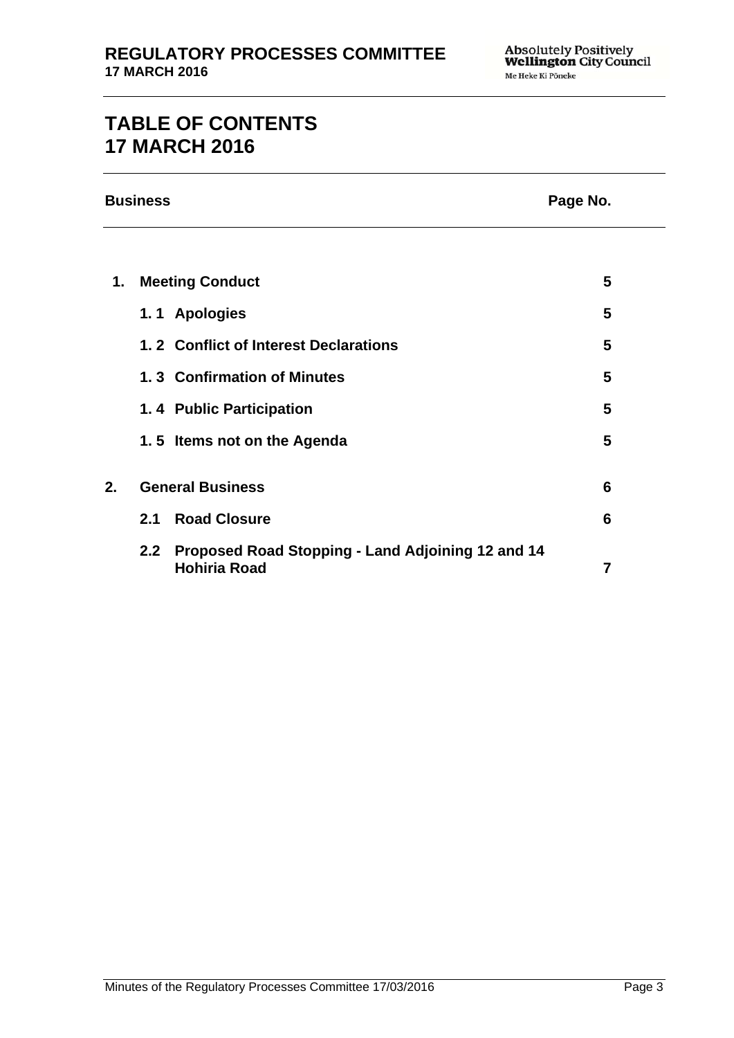# TABLE OF CONTENTS
# 17 MARCH 2016

| Business | | Page No. |
|---|---|---|
| **1.** | **Meeting Conduct** | **5** |
| | **1. 1 Apologies** | **5** |
| | **1. 2 Conflict of Interest Declarations** | **5** |
| | **1. 3 Confirmation of Minutes** | **5** |
| | **1. 4 Public Participation** | **5** |
| | **1. 5 Items not on the Agenda** | **5** |
| **2.** | **General Business** | **6** |
| | **2.1 Road Closure** | **6** |
| | **2.2 Proposed Road Stopping - Land Adjoining 12 and 14 Hohiria Road** | **7** |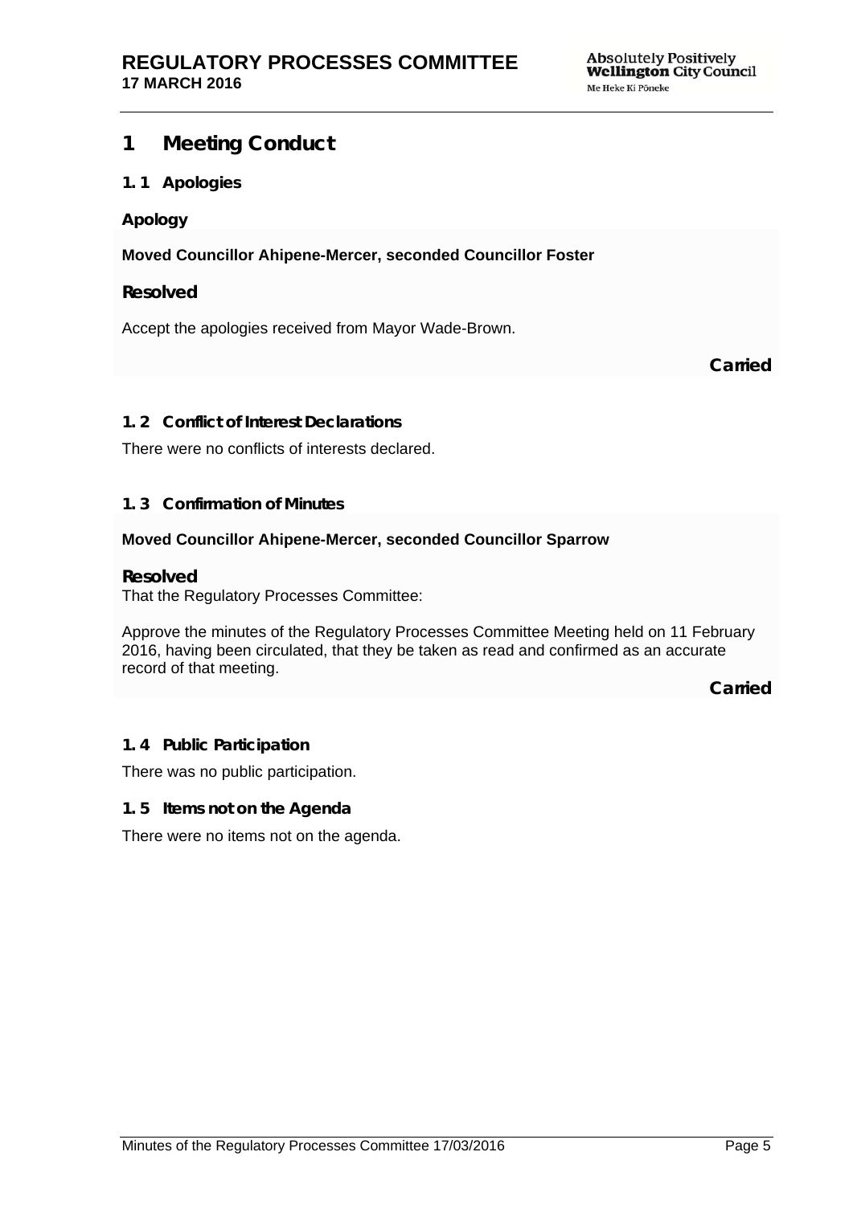# 1 Meeting Conduct

## 1.1 Apologies

### Apology

**Moved Councillor Ahipene-Mercer, seconded Councillor Foster**

### Resolved

Accept the apologies received from Mayor Wade-Brown.

**Carried**

## 1.2 Conflict of Interest Declarations

There were no conflicts of interests declared.

## 1.3 Confirmation of Minutes

**Moved Councillor Ahipene-Mercer, seconded Councillor Sparrow**

### Resolved

That the Regulatory Processes Committee:

Approve the minutes of the Regulatory Processes Committee Meeting held on 11 February 2016, having been circulated, that they be taken as read and confirmed as an accurate record of that meeting.

**Carried**

## 1.4 Public Participation

There was no public participation.

## 1.5 Items not on the Agenda

There were no items not on the agenda.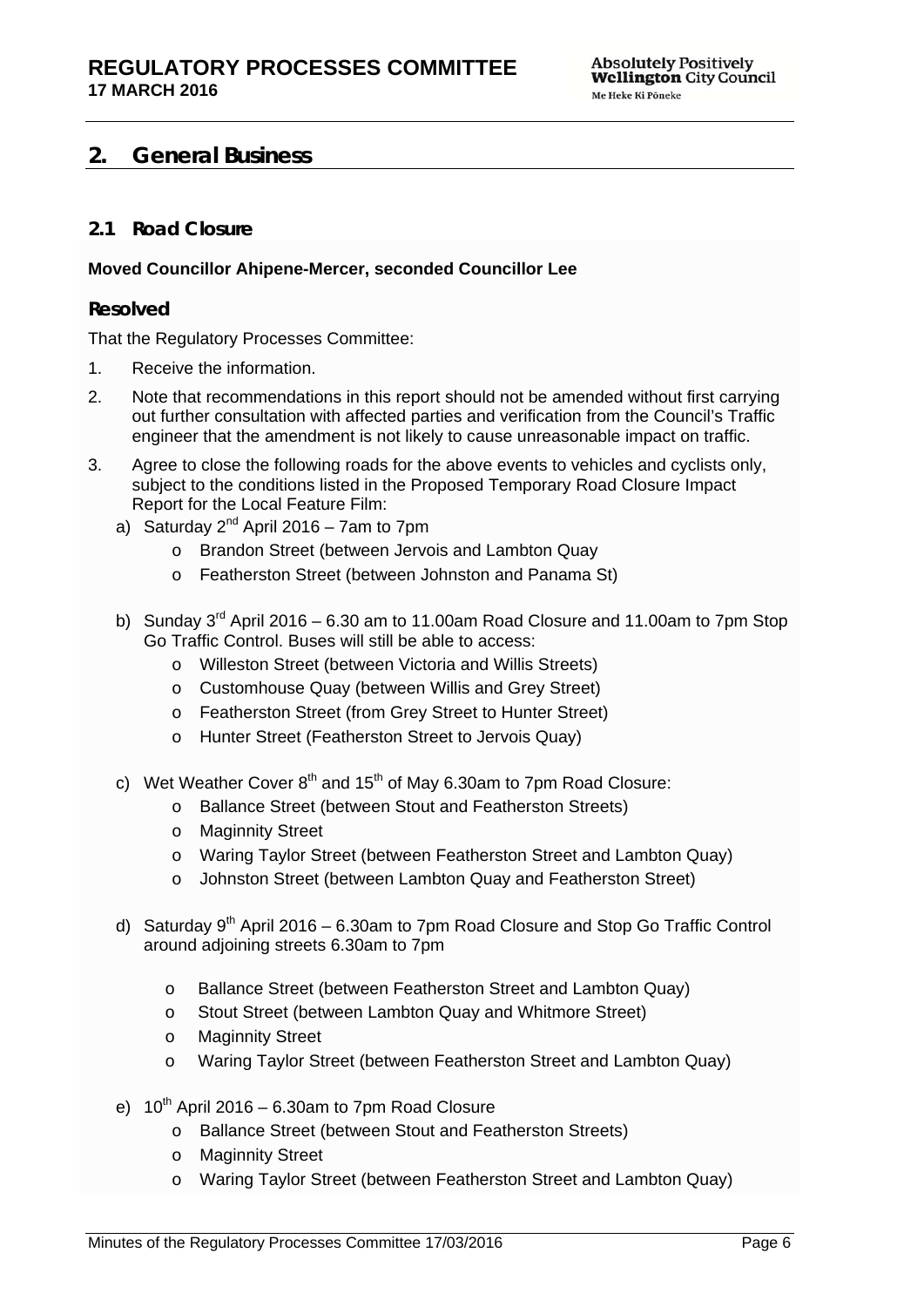## 2. General Business

### 2.1 Road Closure

**Moved Councillor Ahipene-Mercer, seconded Councillor Lee**

### Resolved

That the Regulatory Processes Committee:

1. Receive the information.
2. Note that recommendations in this report should not be amended without first carrying out further consultation with affected parties and verification from the Council's Traffic engineer that the amendment is not likely to cause unreasonable impact on traffic.
3. Agree to close the following roads for the above events to vehicles and cyclists only, subject to the conditions listed in the Proposed Temporary Road Closure Impact Report for the Local Feature Film:

   a) Saturday 2nd April 2016 – 7am to 7pm
      - Brandon Street (between Jervois and Lambton Quay
      - Featherston Street (between Johnston and Panama St)

   b) Sunday 3rd April 2016 – 6.30 am to 11.00am Road Closure and 11.00am to 7pm Stop Go Traffic Control. Buses will still be able to access:
      - Willeston Street (between Victoria and Willis Streets)
      - Customhouse Quay (between Willis and Grey Street)
      - Featherston Street (from Grey Street to Hunter Street)
      - Hunter Street (Featherston Street to Jervois Quay)

   c) Wet Weather Cover 8th and 15th of May 6.30am to 7pm Road Closure:
      - Ballance Street (between Stout and Featherston Streets)
      - Maginnity Street
      - Waring Taylor Street (between Featherston Street and Lambton Quay)
      - Johnston Street (between Lambton Quay and Featherston Street)

   d) Saturday 9th April 2016 – 6.30am to 7pm Road Closure and Stop Go Traffic Control around adjoining streets 6.30am to 7pm
      - Ballance Street (between Featherston Street and Lambton Quay)
      - Stout Street (between Lambton Quay and Whitmore Street)
      - Maginnity Street
      - Waring Taylor Street (between Featherston Street and Lambton Quay)

   e) 10th April 2016 – 6.30am to 7pm Road Closure
      - Ballance Street (between Stout and Featherston Streets)
      - Maginnity Street
      - Waring Taylor Street (between Featherston Street and Lambton Quay)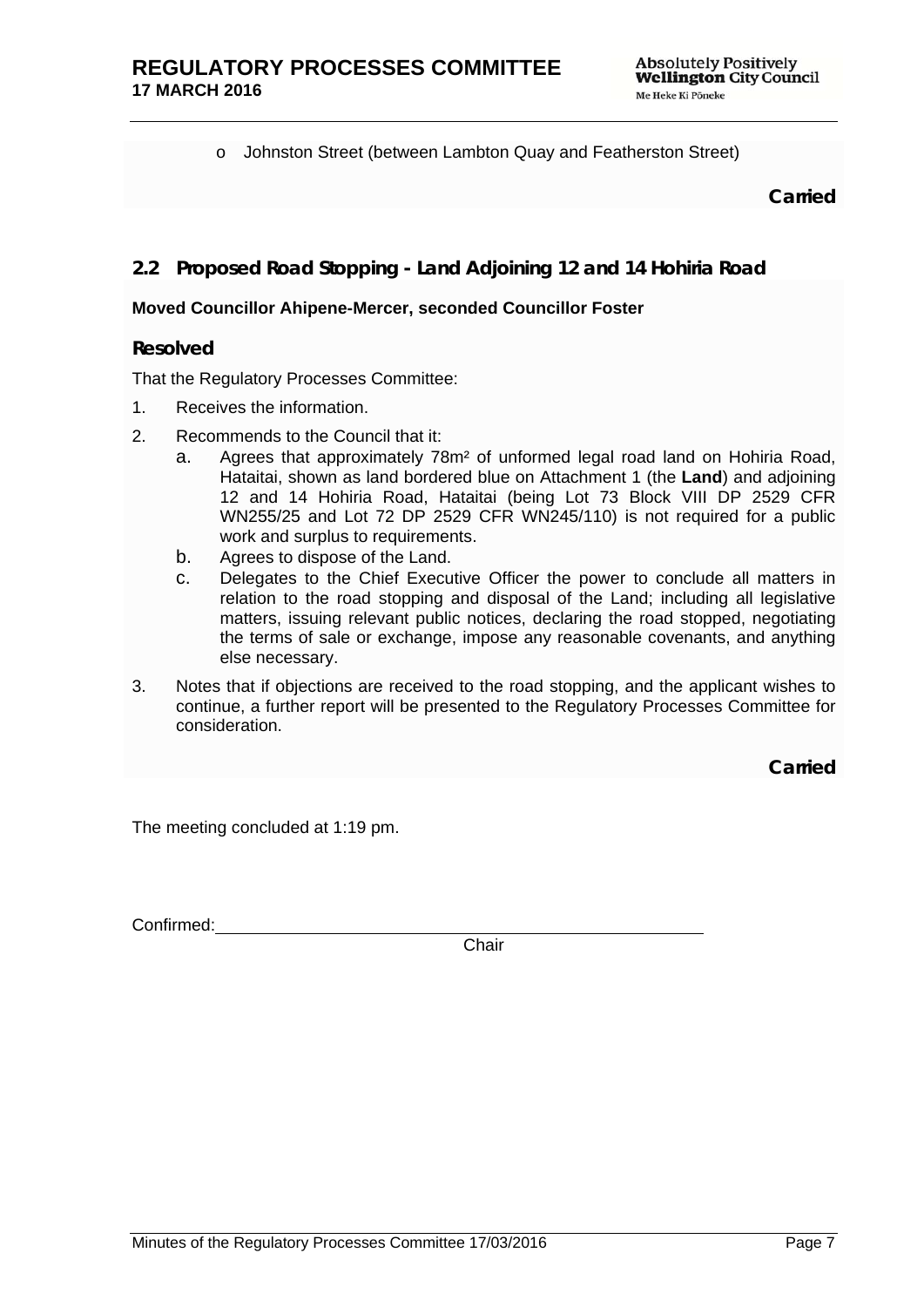- Johnston Street (between Lambton Quay and Featherston Street)

**Carried**

## 2.2 Proposed Road Stopping - Land Adjoining 12 and 14 Hohiria Road

**Moved Councillor Ahipene-Mercer, seconded Councillor Foster**

### Resolved

That the Regulatory Processes Committee:

1. Receives the information.
2. Recommends to the Council that it:
   a. Agrees that approximately 78m² of unformed legal road land on Hohiria Road, Hataitai, shown as land bordered blue on Attachment 1 (the **Land**) and adjoining 12 and 14 Hohiria Road, Hataitai (being Lot 73 Block VIII DP 2529 CFR WN255/25 and Lot 72 DP 2529 CFR WN245/110) is not required for a public work and surplus to requirements.
   b. Agrees to dispose of the Land.
   c. Delegates to the Chief Executive Officer the power to conclude all matters in relation to the road stopping and disposal of the Land; including all legislative matters, issuing relevant public notices, declaring the road stopped, negotiating the terms of sale or exchange, impose any reasonable covenants, and anything else necessary.
3. Notes that if objections are received to the road stopping, and the applicant wishes to continue, a further report will be presented to the Regulatory Processes Committee for consideration.

**Carried**

The meeting concluded at 1:19 pm.

Confirmed: ______________________________

Chair